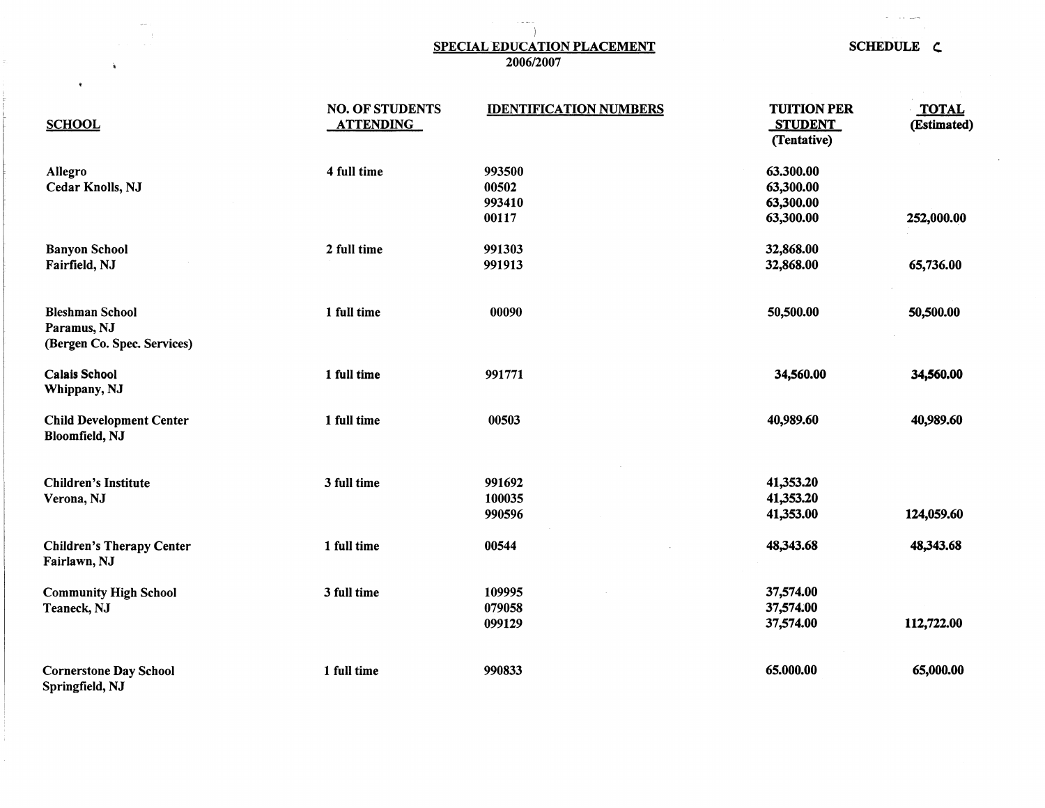## SPECIAL EDUCATION PLACEMENT
2006/2007

**SCHEDULE C**

| SCHOOL | NO. OF STUDENTS ATTENDING | IDENTIFICATION NUMBERS | TUITION PER STUDENT (Tentative) | TOTAL (Estimated) |
|---|---|---|---|---|
| Allegro<br>Cedar Knolls, NJ | 4 full time | 993500<br>00502<br>993410<br>00117 | 63.300.00<br>63,300.00<br>63,300.00<br>63,300.00 | 252,000.00 |
| Banyon School<br>Fairfield, NJ | 2 full time | 991303<br>991913 | 32,868.00<br>32,868.00 | 65,736.00 |
| Bleshman School<br>Paramus, NJ<br>(Bergen Co. Spec. Services) | 1 full time | 00090 | 50,500.00 | 50,500.00 |
| Calais School<br>Whippany, NJ | 1 full time | 991771 | 34,560.00 | 34,560.00 |
| Child Development Center<br>Bloomfield, NJ | 1 full time | 00503 | 40,989.60 | 40,989.60 |
| Children's Institute<br>Verona, NJ | 3 full time | 991692<br>100035<br>990596 | 41,353.20<br>41,353.20<br>41,353.00 | 124,059.60 |
| Children's Therapy Center<br>Fairlawn, NJ | 1 full time | 00544 | 48,343.68 | 48,343.68 |
| Community High School<br>Teaneck, NJ | 3 full time | 109995<br>079058<br>099129 | 37,574.00<br>37,574.00<br>37,574.00 | 112,722.00 |
| Cornerstone Day School<br>Springfield, NJ | 1 full time | 990833 | 65.000.00 | 65,000.00 |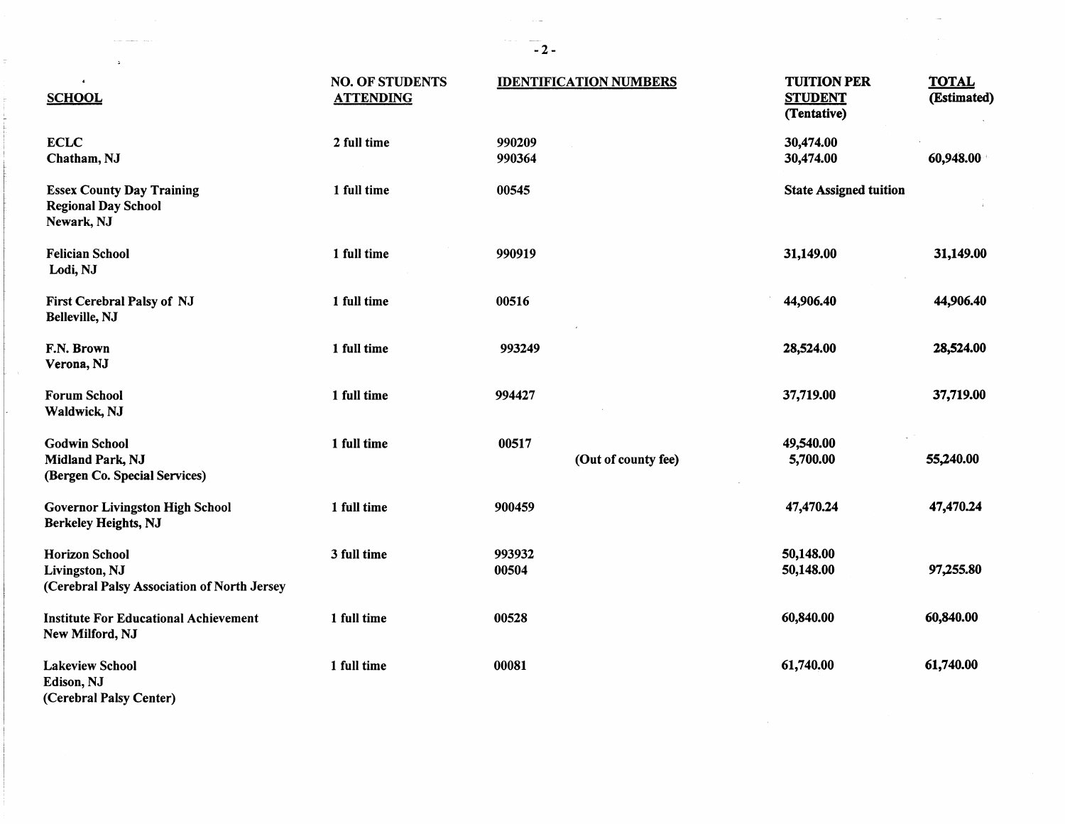| SCHOOL | NO. OF STUDENTS ATTENDING | IDENTIFICATION NUMBERS | | TUITION PER STUDENT (Tentative) | TOTAL (Estimated) |
|---|---|---|---|---|---|
| ECLC<br>Chatham, NJ | 2 full time | 990209<br>990364 | | 30,474.00<br>30,474.00 | 60,948.00 |
| Essex County Day Training<br>Regional Day School<br>Newark, NJ | 1 full time | 00545 | | State Assigned tuition | |
| Felician School<br>Lodi, NJ | 1 full time | 990919 | | 31,149.00 | 31,149.00 |
| First Cerebral Palsy of NJ<br>Belleville, NJ | 1 full time | 00516 | | 44,906.40 | 44,906.40 |
| F.N. Brown<br>Verona, NJ | 1 full time | 993249 | | 28,524.00 | 28,524.00 |
| Forum School<br>Waldwick, NJ | 1 full time | 994427 | | 37,719.00 | 37,719.00 |
| Godwin School<br>Midland Park, NJ<br>(Bergen Co. Special Services) | 1 full time | 00517 | (Out of county fee) | 49,540.00<br>5,700.00 | 55,240.00 |
| Governor Livingston High School<br>Berkeley Heights, NJ | 1 full time | 900459 | | 47,470.24 | 47,470.24 |
| Horizon School<br>Livingston, NJ<br>(Cerebral Palsy Association of North Jersey | 3 full time | 993932<br>00504 | | 50,148.00<br>50,148.00 | 97,255.80 |
| Institute For Educational Achievement<br>New Milford, NJ | 1 full time | 00528 | | 60,840.00 | 60,840.00 |
| Lakeview School<br>Edison, NJ<br>(Cerebral Palsy Center) | 1 full time | 00081 | | 61,740.00 | 61,740.00 |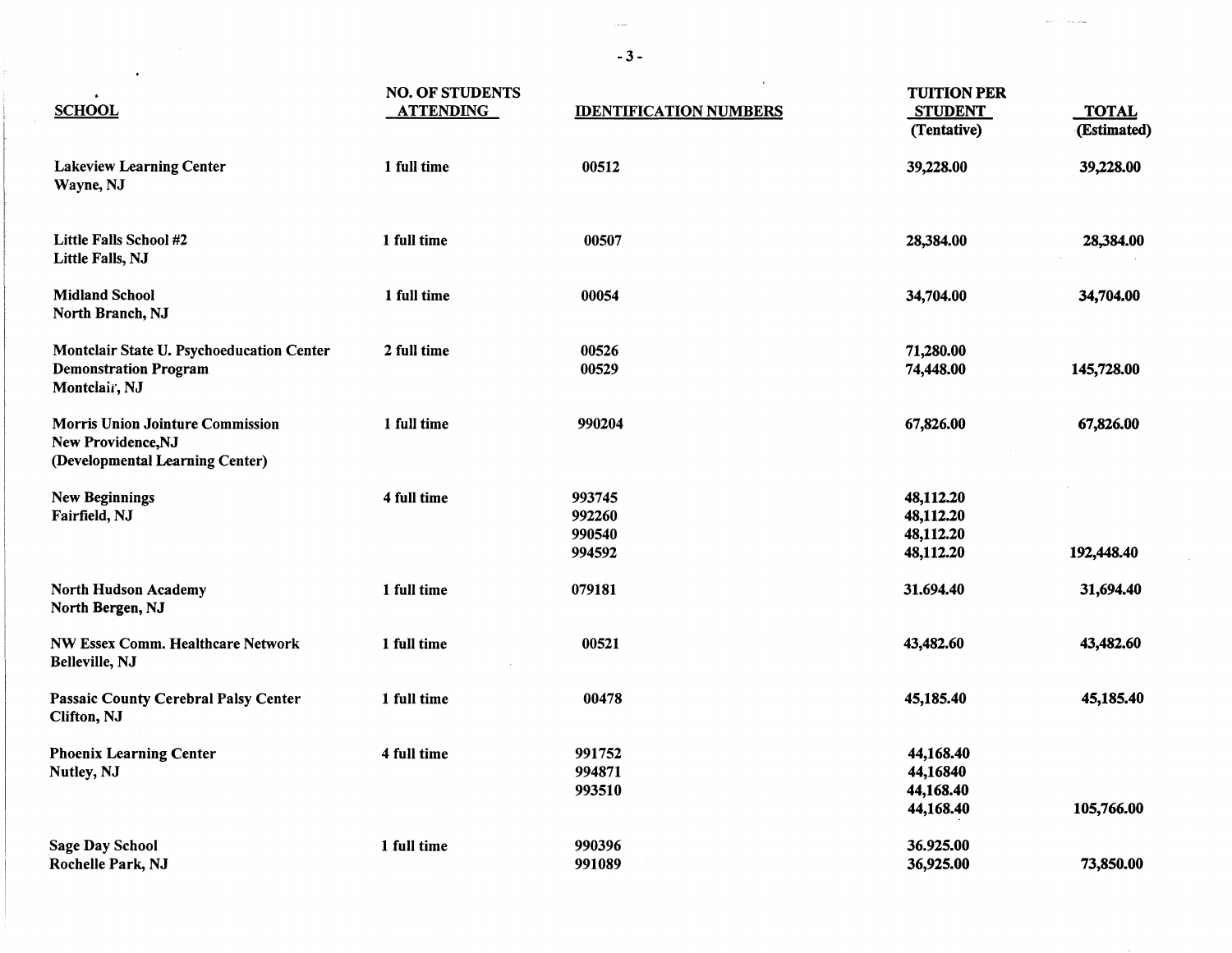| SCHOOL | NO. OF STUDENTS ATTENDING | IDENTIFICATION NUMBERS | TUITION PER STUDENT (Tentative) | TOTAL (Estimated) |
|---|---|---|---|---|
| Lakeview Learning Center<br>Wayne, NJ | 1 full time | 00512 | 39,228.00 | 39,228.00 |
| Little Falls School #2<br>Little Falls, NJ | 1 full time | 00507 | 28,384.00 | 28,384.00 |
| Midland School<br>North Branch, NJ | 1 full time | 00054 | 34,704.00 | 34,704.00 |
| Montclair State U. Psychoeducation Center<br>Demonstration Program<br>Montclair, NJ | 2 full time | 00526<br>00529 | 71,280.00<br>74,448.00 | 145,728.00 |
| Morris Union Jointure Commission<br>New Providence,NJ<br>(Developmental Learning Center) | 1 full time | 990204 | 67,826.00 | 67,826.00 |
| New Beginnings<br>Fairfield, NJ | 4 full time | 993745<br>992260<br>990540<br>994592 | 48,112.20<br>48,112.20<br>48,112.20<br>48,112.20 | 192,448.40 |
| North Hudson Academy<br>North Bergen, NJ | 1 full time | 079181 | 31.694.40 | 31,694.40 |
| NW Essex Comm. Healthcare Network<br>Belleville, NJ | 1 full time | 00521 | 43,482.60 | 43,482.60 |
| Passaic County Cerebral Palsy Center<br>Clifton, NJ | 1 full time | 00478 | 45,185.40 | 45,185.40 |
| Phoenix Learning Center<br>Nutley, NJ | 4 full time | 991752<br>994871<br>993510 | 44,168.40<br>44,16840<br>44,168.40<br>44,168.40 | 105,766.00 |
| Sage Day School<br>Rochelle Park, NJ | 1 full time | 990396<br>991089 | 36.925.00<br>36,925.00 | 73,850.00 |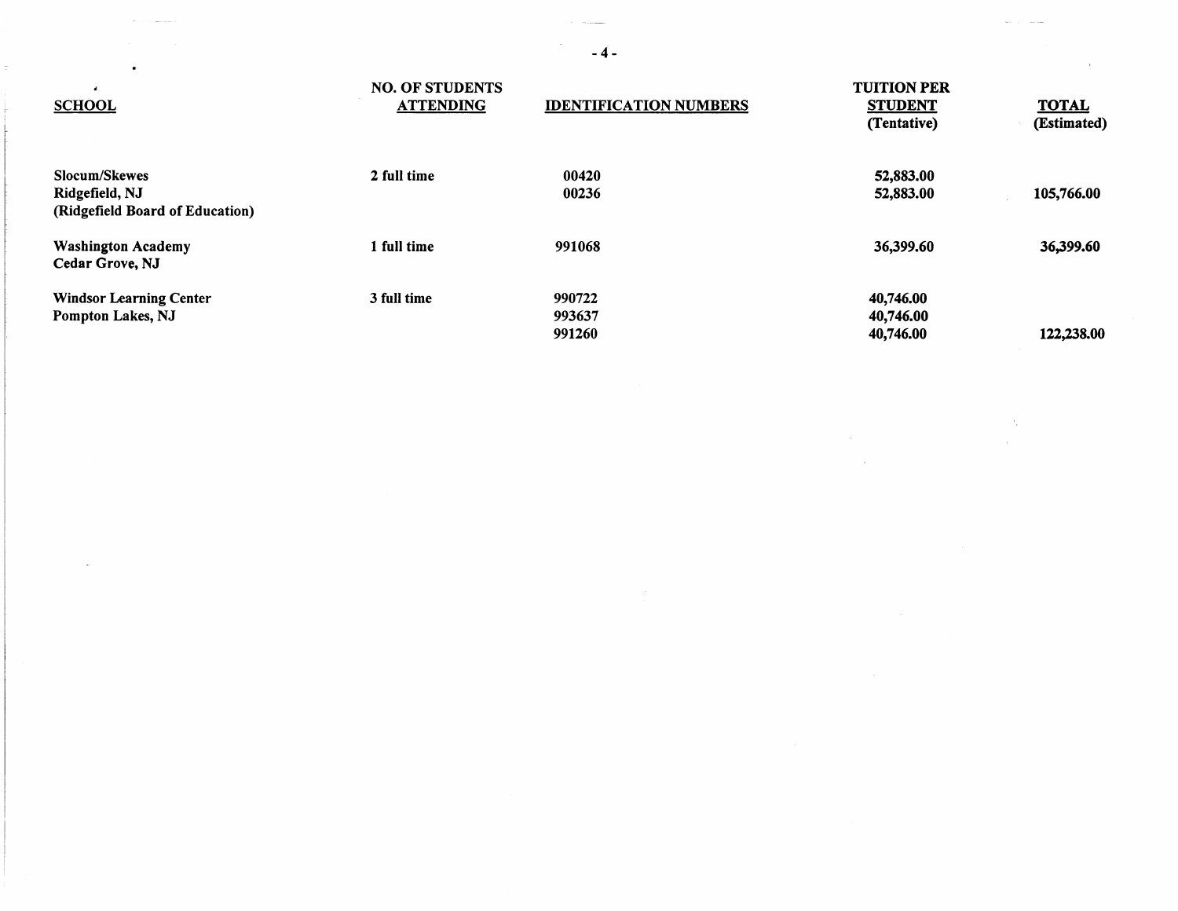| SCHOOL | NO. OF STUDENTS ATTENDING | IDENTIFICATION NUMBERS | TUITION PER STUDENT (Tentative) | TOTAL (Estimated) |
|---|---|---|---|---|
| Slocum/Skewes | 2 full time | 00420 | 52,883.00 | |
| Ridgefield, NJ | | 00236 | 52,883.00 | 105,766.00 |
| (Ridgefield Board of Education) | | | | |
| Washington Academy | 1 full time | 991068 | 36,399.60 | 36,399.60 |
| Cedar Grove, NJ | | | | |
| Windsor Learning Center | 3 full time | 990722 | 40,746.00 | |
| Pompton Lakes, NJ | | 993637 | 40,746.00 | |
| | | 991260 | 40,746.00 | 122,238.00 |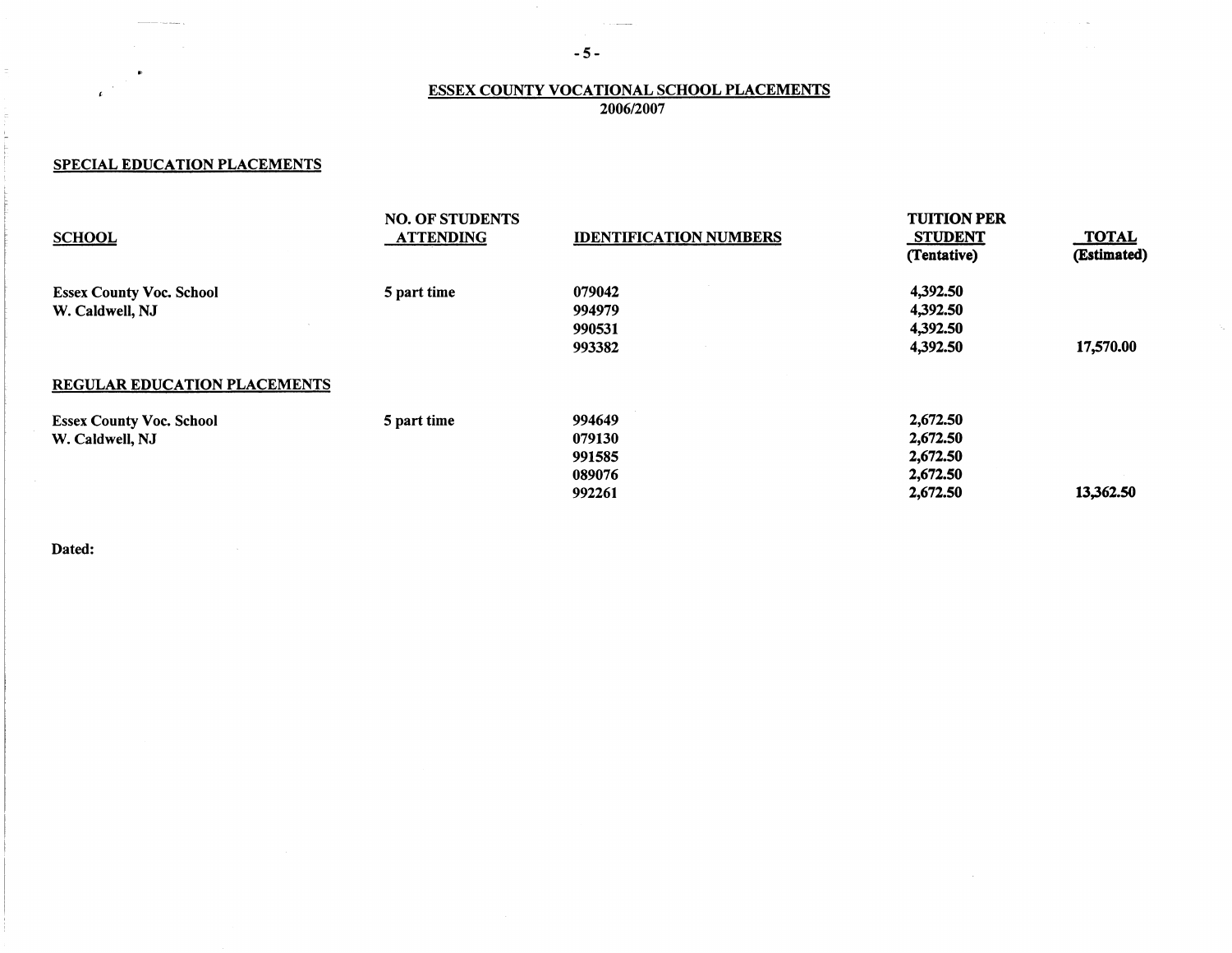## ESSEX COUNTY VOCATIONAL SCHOOL PLACEMENTS

2006/2007

### SPECIAL EDUCATION PLACEMENTS

| SCHOOL | NO. OF STUDENTS ATTENDING | IDENTIFICATION NUMBERS | TUITION PER STUDENT (Tentative) | TOTAL (Estimated) |
|---|---|---|---|---|
| Essex County Voc. School | 5 part time | 079042 | 4,392.50 | |
| W. Caldwell, NJ | | 994979 | 4,392.50 | |
| | | 990531 | 4,392.50 | |
| | | 993382 | 4,392.50 | 17,570.00 |

### REGULAR EDUCATION PLACEMENTS

| SCHOOL | NO. OF STUDENTS ATTENDING | IDENTIFICATION NUMBERS | TUITION PER STUDENT (Tentative) | TOTAL (Estimated) |
|---|---|---|---|---|
| Essex County Voc. School | 5 part time | 994649 | 2,672.50 | |
| W. Caldwell, NJ | | 079130 | 2,672.50 | |
| | | 991585 | 2,672.50 | |
| | | 089076 | 2,672.50 | |
| | | 992261 | 2,672.50 | 13,362.50 |

Dated: